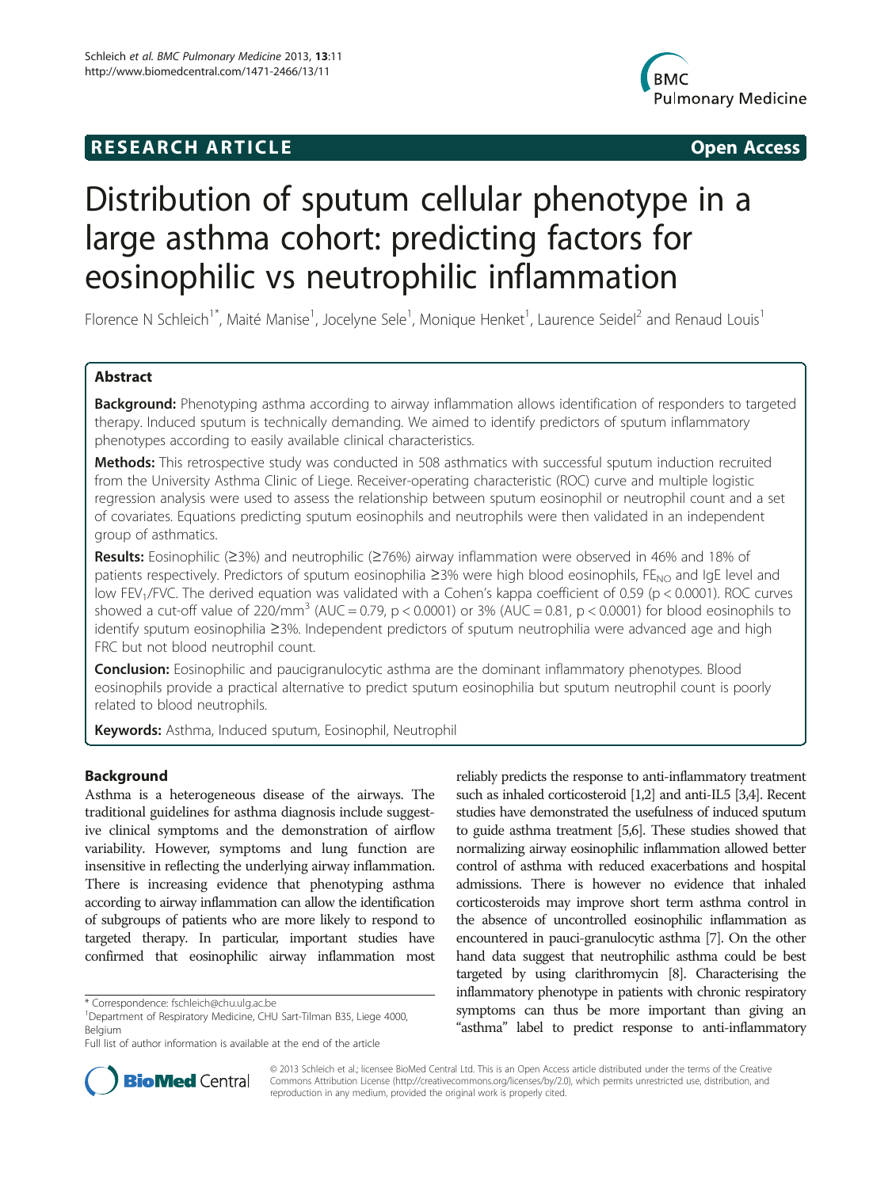**RESEARCH ARTICLE** **Open Access**

# Distribution of sputum cellular phenotype in a large asthma cohort: predicting factors for eosinophilic vs neutrophilic inflammation

Florence N Schleich[1*], Maité Manise[1], Jocelyne Sele[1], Monique Henket[1], Laurence Seidel[2] and Renaud Louis[1]

## Abstract

**Background:** Phenotyping asthma according to airway inflammation allows identification of responders to targeted therapy. Induced sputum is technically demanding. We aimed to identify predictors of sputum inflammatory phenotypes according to easily available clinical characteristics.

**Methods:** This retrospective study was conducted in 508 asthmatics with successful sputum induction recruited from the University Asthma Clinic of Liege. Receiver-operating characteristic (ROC) curve and multiple logistic regression analysis were used to assess the relationship between sputum eosinophil or neutrophil count and a set of covariates. Equations predicting sputum eosinophils and neutrophils were then validated in an independent group of asthmatics.

**Results:** Eosinophilic (≥3%) and neutrophilic (≥76%) airway inflammation were observed in 46% and 18% of patients respectively. Predictors of sputum eosinophilia ≥3% were high blood eosinophils, $FE_{NO}$ and IgE level and low $FEV_1/FVC$. The derived equation was validated with a Cohen's kappa coefficient of 0.59 ($p < 0.0001$). ROC curves showed a cut-off value of 220/$mm^3$ (AUC = 0.79, $p < 0.0001$) or 3% (AUC = 0.81, $p < 0.0001$) for blood eosinophils to identify sputum eosinophilia ≥3%. Independent predictors of sputum neutrophilia were advanced age and high FRC but not blood neutrophil count.

**Conclusion:** Eosinophilic and paucigranulocytic asthma are the dominant inflammatory phenotypes. Blood eosinophils provide a practical alternative to predict sputum eosinophilia but sputum neutrophil count is poorly related to blood neutrophils.

**Keywords:** Asthma, Induced sputum, Eosinophil, Neutrophil

## Background

Asthma is a heterogeneous disease of the airways. The traditional guidelines for asthma diagnosis include suggestive clinical symptoms and the demonstration of airflow variability. However, symptoms and lung function are insensitive in reflecting the underlying airway inflammation. There is increasing evidence that phenotyping asthma according to airway inflammation can allow the identification of subgroups of patients who are more likely to respond to targeted therapy. In particular, important studies have confirmed that eosinophilic airway inflammation most reliably predicts the response to anti-inflammatory treatment such as inhaled corticosteroid [1,2] and anti-IL5 [3,4]. Recent studies have demonstrated the usefulness of induced sputum to guide asthma treatment [5,6]. These studies showed that normalizing airway eosinophilic inflammation allowed better control of asthma with reduced exacerbations and hospital admissions. There is however no evidence that inhaled corticosteroids may improve short term asthma control in the absence of uncontrolled eosinophilic inflammation as encountered in pauci-granulocytic asthma [7]. On the other hand data suggest that neutrophilic asthma could be best targeted by using clarithromycin [8]. Characterising the inflammatory phenotype in patients with chronic respiratory symptoms can thus be more important than giving an "asthma" label to predict response to anti-inflammatory

\* Correspondence: fschleich@chu.ulg.ac.be
[1]Department of Respiratory Medicine, CHU Sart-Tilman B35, Liege 4000, Belgium
Full list of author information is available at the end of the article

© 2013 Schleich et al.; licensee BioMed Central Ltd. This is an Open Access article distributed under the terms of the Creative Commons Attribution License (http://creativecommons.org/licenses/by/2.0), which permits unrestricted use, distribution, and reproduction in any medium, provided the original work is properly cited.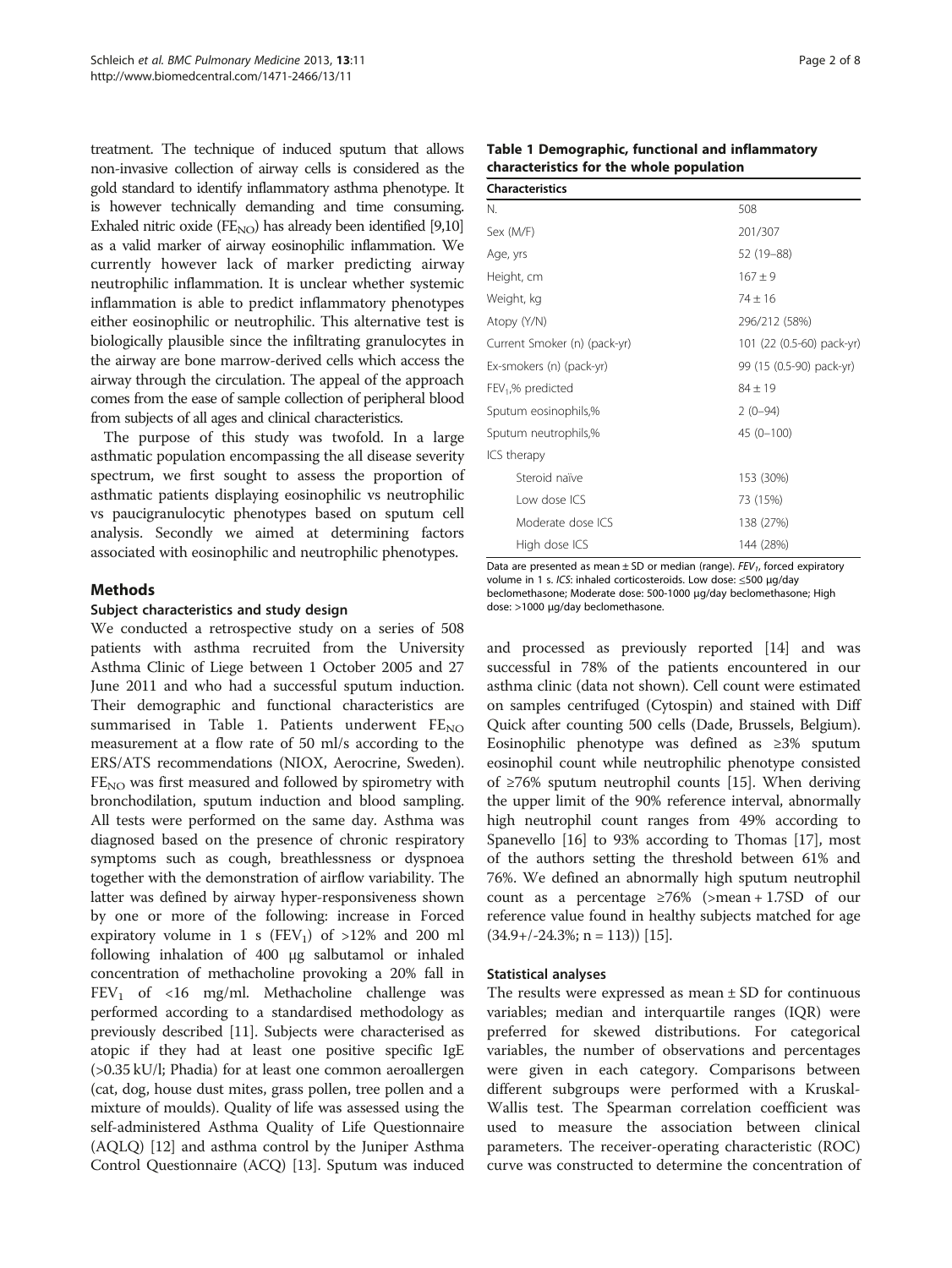treatment. The technique of induced sputum that allows non-invasive collection of airway cells is considered as the gold standard to identify inflammatory asthma phenotype. It is however technically demanding and time consuming. Exhaled nitric oxide ($FE_{NO}$) has already been identified [9,10] as a valid marker of airway eosinophilic inflammation. We currently however lack of marker predicting airway neutrophilic inflammation. It is unclear whether systemic inflammation is able to predict inflammatory phenotypes either eosinophilic or neutrophilic. This alternative test is biologically plausible since the infiltrating granulocytes in the airway are bone marrow-derived cells which access the airway through the circulation. The appeal of the approach comes from the ease of sample collection of peripheral blood from subjects of all ages and clinical characteristics.

The purpose of this study was twofold. In a large asthmatic population encompassing the all disease severity spectrum, we first sought to assess the proportion of asthmatic patients displaying eosinophilic vs neutrophilic vs paucigranulocytic phenotypes based on sputum cell analysis. Secondly we aimed at determining factors associated with eosinophilic and neutrophilic phenotypes.

## Methods

### Subject characteristics and study design

We conducted a retrospective study on a series of 508 patients with asthma recruited from the University Asthma Clinic of Liege between 1 October 2005 and 27 June 2011 and who had a successful sputum induction. Their demographic and functional characteristics are summarised in Table 1. Patients underwent $FE_{NO}$ measurement at a flow rate of 50 ml/s according to the ERS/ATS recommendations (NIOX, Aerocrine, Sweden). $FE_{NO}$ was first measured and followed by spirometry with bronchodilation, sputum induction and blood sampling. All tests were performed on the same day. Asthma was diagnosed based on the presence of chronic respiratory symptoms such as cough, breathlessness or dyspnoea together with the demonstration of airflow variability. The latter was defined by airway hyper-responsiveness shown by one or more of the following: increase in Forced expiratory volume in 1 s ($FEV_1$) of >12% and 200 ml following inhalation of 400 µg salbutamol or inhaled concentration of methacholine provoking a 20% fall in $FEV_1$ of <16 mg/ml. Methacholine challenge was performed according to a standardised methodology as previously described [11]. Subjects were characterised as atopic if they had at least one positive specific IgE (>0.35 kU/l; Phadia) for at least one common aeroallergen (cat, dog, house dust mites, grass pollen, tree pollen and a mixture of moulds). Quality of life was assessed using the self-administered Asthma Quality of Life Questionnaire (AQLQ) [12] and asthma control by the Juniper Asthma Control Questionnaire (ACQ) [13]. Sputum was induced and processed as previously reported [14] and was successful in 78% of the patients encountered in our asthma clinic (data not shown). Cell count were estimated on samples centrifuged (Cytospin) and stained with Diff Quick after counting 500 cells (Dade, Brussels, Belgium). Eosinophilic phenotype was defined as ≥3% sputum eosinophilic count while neutrophilic phenotype consisted of ≥76% sputum neutrophil counts [15]. When deriving the upper limit of the 90% reference interval, abnormally high neutrophil count ranges from 49% according to Spanevello [16] to 93% according to Thomas [17], most of the authors setting the threshold between 61% and 76%. We defined an abnormally high sputum neutrophil count as a percentage ≥76% (>mean + 1.7SD of our reference value found in healthy subjects matched for age (34.9+/-24.3%; n = 113)) [15].

**Table 1 Demographic, functional and inflammatory characteristics for the whole population**

| Characteristics | |
|---|---|
| N. | 508 |
| Sex (M/F) | 201/307 |
| Age, yrs | 52 (19–88) |
| Height, cm | 167 ± 9 |
| Weight, kg | 74 ± 16 |
| Atopy (Y/N) | 296/212 (58%) |
| Current Smoker (n) (pack-yr) | 101 (22 (0.5-60) pack-yr) |
| Ex-smokers (n) (pack-yr) | 99 (15 (0.5-90) pack-yr) |
| $FEV_1$,% predicted | 84 ± 19 |
| Sputum eosinophils,% | 2 (0–94) |
| Sputum neutrophils,% | 45 (0–100) |
| ICS therapy | |
| Steroid naïve | 153 (30%) |
| Low dose ICS | 73 (15%) |
| Moderate dose ICS | 138 (27%) |
| High dose ICS | 144 (28%) |

Data are presented as mean ± SD or median (range). *$FEV_1$*, forced expiratory volume in 1 s. *ICS*: inhaled corticosteroids. Low dose: ≤500 µg/day beclomethasone; Moderate dose: 500-1000 µg/day beclomethasone; High dose: >1000 µg/day beclomethasone.

### Statistical analyses

The results were expressed as mean ± SD for continuous variables; median and interquartile ranges (IQR) were preferred for skewed distributions. For categorical variables, the number of observations and percentages were given in each category. Comparisons between different subgroups were performed with a Kruskal-Wallis test. The Spearman correlation coefficient was used to measure the association between clinical parameters. The receiver-operating characteristic (ROC) curve was constructed to determine the concentration of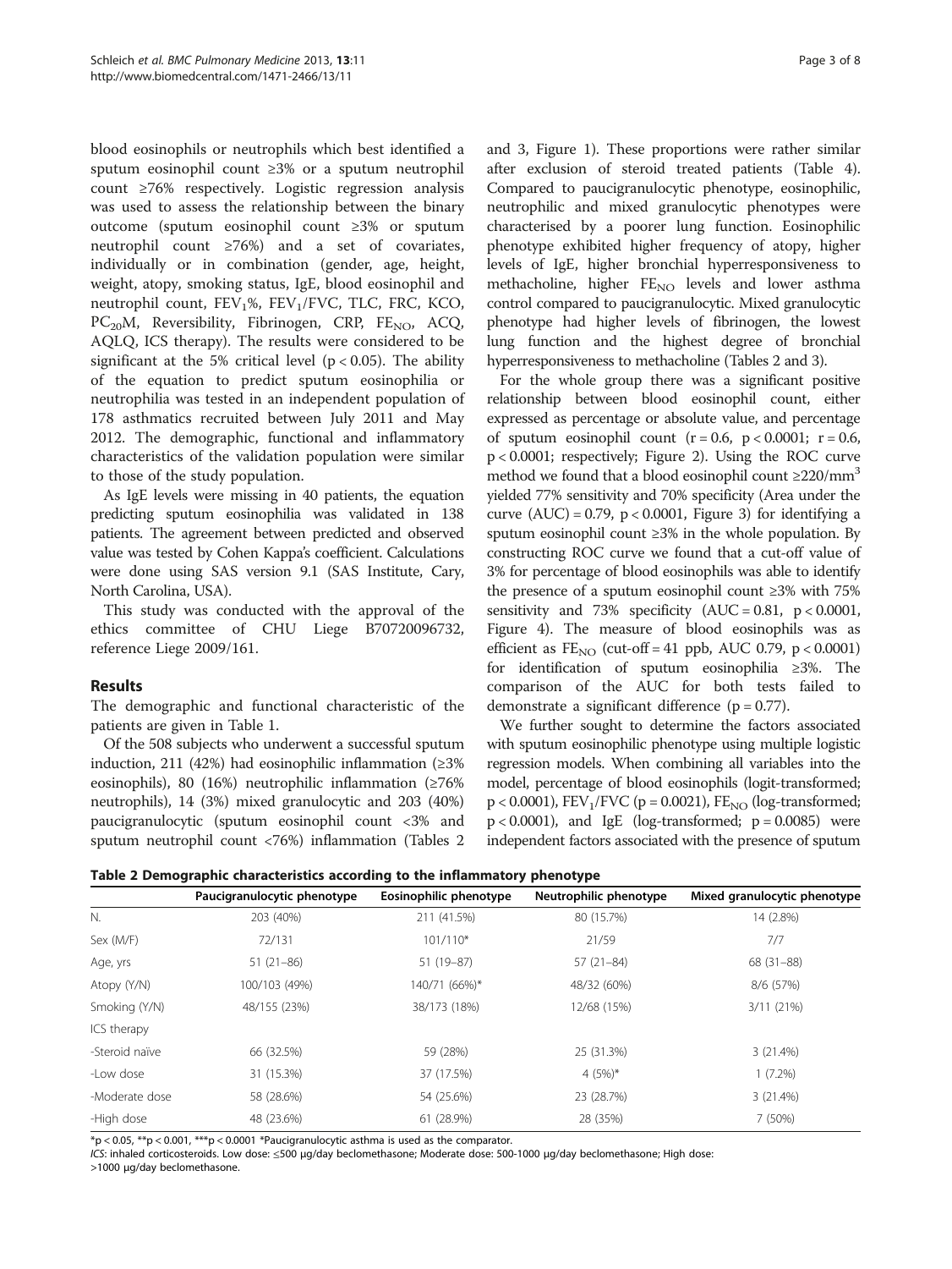blood eosinophils or neutrophils which best identified a sputum eosinophil count ≥3% or a sputum neutrophil count ≥76% respectively. Logistic regression analysis was used to assess the relationship between the binary outcome (sputum eosinophil count ≥3% or sputum neutrophil count ≥76%) and a set of covariates, individually or in combination (gender, age, height, weight, atopy, smoking status, IgE, blood eosinophil and neutrophil count, $FEV_1$%, $FEV_1$/FVC, TLC, FRC, KCO, $PC_{20}$M, Reversibility, Fibrinogen, CRP, $FE_{NO}$, ACQ, AQLQ, ICS therapy). The results were considered to be significant at the 5% critical level ($p < 0.05$). The ability of the equation to predict sputum eosinophilia or neutrophilia was tested in an independent population of 178 asthmatics recruited between July 2011 and May 2012. The demographic, functional and inflammatory characteristics of the validation population were similar to those of the study population.

As IgE levels were missing in 40 patients, the equation predicting sputum eosinophilia was validated in 138 patients. The agreement between predicted and observed value was tested by Cohen Kappa's coefficient. Calculations were done using SAS version 9.1 (SAS Institute, Cary, North Carolina, USA).

This study was conducted with the approval of the ethics committee of CHU Liege B70720096732, reference Liege 2009/161.

## Results

The demographic and functional characteristic of the patients are given in Table 1.

Of the 508 subjects who underwent a successful sputum induction, 211 (42%) had eosinophilic inflammation (≥3% eosinophils), 80 (16%) neutrophilic inflammation (≥76% neutrophils), 14 (3%) mixed granulocytic and 203 (40%) paucigranulocytic (sputum eosinophil count <3% and sputum neutrophil count <76%) inflammation (Tables 2 and 3, Figure 1). These proportions were rather similar after exclusion of steroid treated patients (Table 4). Compared to paucigranulocytic phenotype, eosinophilic, neutrophilic and mixed granulocytic phenotypes were characterised by a poorer lung function. Eosinophilic phenotype exhibited higher frequency of atopy, higher levels of IgE, higher bronchial hyperresponsiveness to methacholine, higher $FE_{NO}$ levels and lower asthma control compared to paucigranulocytic. Mixed granulocytic phenotype had higher levels of fibrinogen, the lowest lung function and the highest degree of bronchial hyperresponsiveness to methacholine (Tables 2 and 3).

For the whole group there was a significant positive relationship between blood eosinophil count, either expressed as percentage or absolute value, and percentage of sputum eosinophil count ($r = 0.6$, $p < 0.0001$; $r = 0.6$, $p < 0.0001$; respectively; Figure 2). Using the ROC curve method we found that a blood eosinophil count ≥220/$mm^3$ yielded 77% sensitivity and 70% specificity (Area under the curve (AUC) = 0.79, $p < 0.0001$, Figure 3) for identifying a sputum eosinophil count ≥3% in the whole population. By constructing ROC curve we found that a cut-off value of 3% for percentage of blood eosinophils was able to identify the presence of a sputum eosinophil count ≥3% with 75% sensitivity and 73% specificity (AUC = 0.81, $p < 0.0001$, Figure 4). The measure of blood eosinophils was as efficient as $FE_{NO}$ (cut-off = 41 ppb, AUC 0.79, $p < 0.0001$) for identification of sputum eosinophilia ≥3%. The comparison of the AUC for both tests failed to demonstrate a significant difference ($p = 0.77$).

We further sought to determine the factors associated with sputum eosinophilic phenotype using multiple logistic regression models. When combining all variables into the model, percentage of blood eosinophils (logit-transformed; $p < 0.0001$), $FEV_1$/FVC ($p = 0.0021$), $FE_{NO}$ (log-transformed; $p < 0.0001$), and IgE (log-transformed; $p = 0.0085$) were independent factors associated with the presence of sputum

**Table 2 Demographic characteristics according to the inflammatory phenotype**

| | Paucigranulocytic phenotype | Eosinophilic phenotype | Neutrophilic phenotype | Mixed granulocytic phenotype |
|---|---|---|---|---|
| N. | 203 (40%) | 211 (41.5%) | 80 (15.7%) | 14 (2.8%) |
| Sex (M/F) | 72/131 | 101/110* | 21/59 | 7/7 |
| Age, yrs | 51 (21–86) | 51 (19–87) | 57 (21–84) | 68 (31–88) |
| Atopy (Y/N) | 100/103 (49%) | 140/71 (66%)* | 48/32 (60%) | 8/6 (57%) |
| Smoking (Y/N) | 48/155 (23%) | 38/173 (18%) | 12/68 (15%) | 3/11 (21%) |
| ICS therapy | | | | |
| -Steroid naïve | 66 (32.5%) | 59 (28%) | 25 (31.3%) | 3 (21.4%) |
| -Low dose | 31 (15.3%) | 37 (17.5%) | 4 (5%)* | 1 (7.2%) |
| -Moderate dose | 58 (28.6%) | 54 (25.6%) | 23 (28.7%) | 3 (21.4%) |
| -High dose | 48 (23.6%) | 61 (28.9%) | 28 (35%) | 7 (50%) |

*$p < 0.05$, **$p < 0.001$, ***$p < 0.0001$ *Paucigranulocytic asthma is used as the comparator.

*ICS*: inhaled corticosteroids. Low dose: ≤500 µg/day beclomethasone; Moderate dose: 500-1000 µg/day beclomethasone; High dose: >1000 µg/day beclomethasone.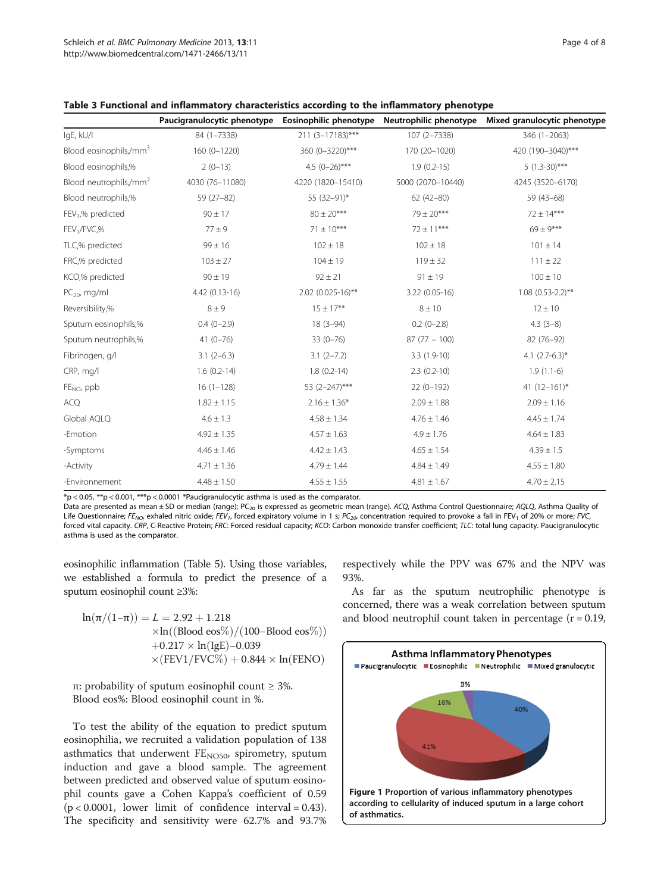**Table 3 Functional and inflammatory characteristics according to the inflammatory phenotype**

| | Paucigranulocytic phenotype | Eosinophilic phenotype | Neutrophilic phenotype | Mixed granulocytic phenotype |
|---|---|---|---|---|
| IgE, kU/l | 84 (1–7338) | 211 (3–17183)*** | 107 (2–7338) | 346 (1–2063) |
| Blood eosinophils,/mm$^3$ | 160 (0–1220) | 360 (0–3220)*** | 170 (20–1020) | 420 (190–3040)*** |
| Blood eosinophils,% | 2 (0–13) | 4.5 (0–26)*** | 1.9 (0.2-15) | 5 (1.3-30)*** |
| Blood neutrophils,/mm$^3$ | 4030 (76–11080) | 4220 (1820–15410) | 5000 (2070–10440) | 4245 (3520–6170) |
| Blood neutrophils,% | 59 (27–82) | 55 (32–91)* | 62 (42–80) | 59 (43–68) |
| $FEV_1$,% predicted | 90 ± 17 | 80 ± 20*** | 79 ± 20*** | 72 ± 14*** |
| $FEV_1$/FVC,% | 77 ± 9 | 71 ± 10*** | 72 ± 11*** | 69 ± 9*** |
| TLC,% predicted | 99 ± 16 | 102 ± 18 | 102 ± 18 | 101 ± 14 |
| FRC,% predicted | 103 ± 27 | 104 ± 19 | 119 ± 32 | 111 ± 22 |
| KCO,% predicted | 90 ± 19 | 92 ± 21 | 91 ± 19 | 100 ± 10 |
| $PC_{20}$, mg/ml | 4.42 (0.13-16) | 2.02 (0.025-16)** | 3.22 (0.05-16) | 1.08 (0.53-2.2)** |
| Reversibility,% | 8 ± 9 | 15 ± 17** | 8 ± 10 | 12 ± 10 |
| Sputum eosinophils,% | 0.4 (0–2.9) | 18 (3–94) | 0.2 (0–2.8) | 4.3 (3–8) |
| Sputum neutrophils,% | 41 (0–76) | 33 (0–76) | 87 (77 – 100) | 82 (76–92) |
| Fibrinogen, g/l | 3.1 (2–6.3) | 3.1 (2–7.2) | 3.3 (1.9-10) | 4.1 (2.7-6.3)* |
| CRP, mg/l | 1.6 (0.2-14) | 1.8 (0.2-14) | 2.3 (0.2-10) | 1.9 (1.1-6) |
| $FE_{NO}$, ppb | 16 (1–128) | 53 (2–247)*** | 22 (0–192) | 41 (12–161)* |
| ACQ | 1.82 ± 1.15 | 2.16 ± 1.36* | 2.09 ± 1.88 | 2.09 ± 1.16 |
| Global AQLQ | 4.6 ± 1.3 | 4.58 ± 1.34 | 4.76 ± 1.46 | 4.45 ± 1.74 |
| -Emotion | 4.92 ± 1.35 | 4.57 ± 1.63 | 4.9 ± 1.76 | 4.64 ± 1.83 |
| -Symptoms | 4.46 ± 1.46 | 4.42 ± 1.43 | 4.65 ± 1.54 | 4.39 ± 1.5 |
| -Activity | 4.71 ± 1.36 | 4.79 ± 1.44 | 4.84 ± 1.49 | 4.55 ± 1.80 |
| -Environnement | 4.48 ± 1.50 | 4.55 ± 1.55 | 4.81 ± 1.67 | 4.70 ± 2.15 |

*p < 0.05, **p < 0.001, ***p < 0.0001 *Paucigranulocytic asthma is used as the comparator.
Data are presented as mean ± SD or median (range); $PC_{20}$ is expressed as geometric mean (range). *ACQ*, Asthma Control Questionnaire; *AQLQ*, Asthma Quality of Life Questionnaire; $FE_{NO}$, exhaled nitric oxide; $FEV_1$, forced expiratory volume in 1 s; $PC_{20}$, concentration required to provoke a fall in $FEV_1$ of 20% or more; *FVC*, forced vital capacity. *CRP*, C-Reactive Protein; *FRC*: Forced residual capacity; *KCO*: Carbon monoxide transfer coefficient; *TLC*: total lung capacity. Paucigranulocytic asthma is used as the comparator.

eosinophilic inflammation (Table 5). Using those variables, we established a formula to predict the presence of a sputum eosinophil count ≥3%:

$$\ln(\pi/(1-\pi)) = L = 2.92 + 1.218 \times \ln((\text{Blood eos}\%)/(100-\text{Blood eos}\%)) + 0.217 \times \ln(\text{IgE}) - 0.039 \times (\text{FEV1/FVC}\%) + 0.844 \times \ln(\text{FENO})$$

π: probability of sputum eosinophil count ≥ 3%.
Blood eos%: Blood eosinophil count in %.

To test the ability of the equation to predict sputum eosinophilia, we recruited a validation population of 138 asthmatics that underwent $FE_{NO50}$, spirometry, sputum induction and gave a blood sample. The agreement between predicted and observed value of sputum eosinophil counts gave a Cohen Kappa's coefficient of 0.59 ($p < 0.0001$, lower limit of confidence interval = 0.43). The specificity and sensitivity were 62.7% and 93.7% respectively while the PPV was 67% and the NPV was 93%.

As far as the sputum neutrophilic phenotype is concerned, there was a weak correlation between sputum and blood neutrophil count taken in percentage (r = 0.19,

**Figure 1 Proportion of various inflammatory phenotypes according to cellularity of induced sputum in a large cohort of asthmatics.**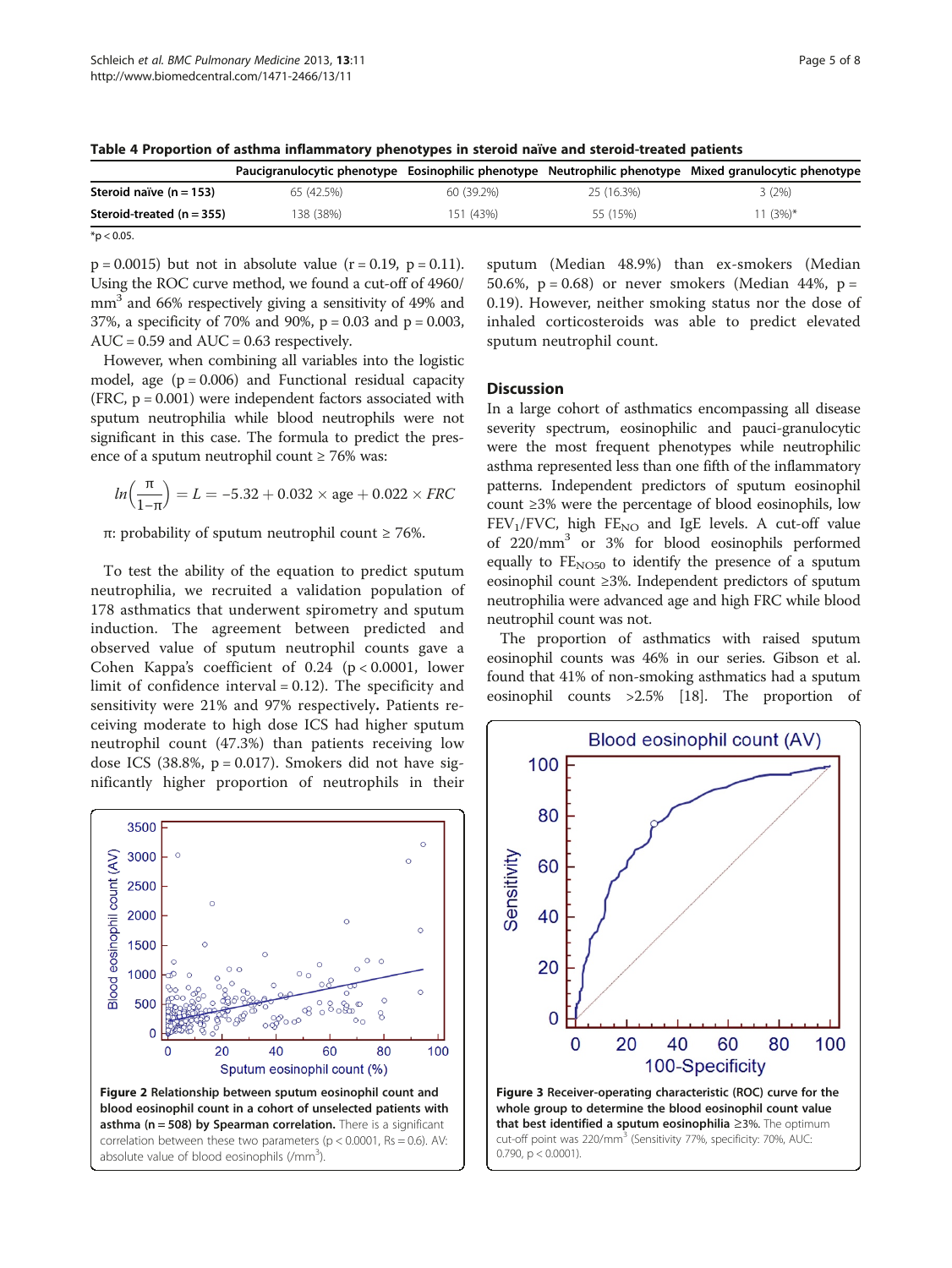**Table 4 Proportion of asthma inflammatory phenotypes in steroid naïve and steroid-treated patients**

| | Paucigranulocytic phenotype | Eosinophilic phenotype | Neutrophilic phenotype | Mixed granulocytic phenotype |
|---|---|---|---|---|
| **Steroid naïve (n = 153)** | 65 (42.5%) | 60 (39.2%) | 25 (16.3%) | 3 (2%) |
| **Steroid-treated (n = 355)** | 138 (38%) | 151 (43%) | 55 (15%) | 11 (3%)* |

*p < 0.05.

p = 0.0015) but not in absolute value (r = 0.19, p = 0.11). Using the ROC curve method, we found a cut-off of 4960/mm$^3$ and 66% respectively giving a sensitivity of 49% and 37%, a specificity of 70% and 90%, p = 0.03 and p = 0.003, AUC = 0.59 and AUC = 0.63 respectively.

However, when combining all variables into the logistic model, age (p = 0.006) and Functional residual capacity (FRC, p = 0.001) were independent factors associated with sputum neutrophilia while blood neutrophils were not significant in this case. The formula to predict the presence of a sputum neutrophil count ≥ 76% was:

$$ln\left(\frac{\pi}{1-\pi}\right) = L = -5.32 + 0.032 \times \text{age} + 0.022 \times FRC$$

π: probability of sputum neutrophil count ≥ 76%.

To test the ability of the equation to predict sputum neutrophilia, we recruited a validation population of 178 asthmatics that underwent spirometry and sputum induction. The agreement between predicted and observed value of sputum neutrophil counts gave a Cohen Kappa's coefficient of 0.24 (p < 0.0001, lower limit of confidence interval = 0.12). The specificity and sensitivity were 21% and 97% respectively. Patients receiving moderate to high dose ICS had higher sputum neutrophil count (47.3%) than patients receiving low dose ICS (38.8%, p = 0.017). Smokers did not have significantly higher proportion of neutrophils in their sputum (Median 48.9%) than ex-smokers (Median 50.6%, p = 0.68) or never smokers (Median 44%, p = 0.19). However, neither smoking status nor the dose of inhaled corticosteroids was able to predict elevated sputum neutrophil count.

## Discussion

In a large cohort of asthmatics encompassing all disease severity spectrum, eosinophilic and pauci-granulocytic were the most frequent phenotypes while neutrophilic asthma represented less than one fifth of the inflammatory patterns. Independent predictors of sputum eosinophil count ≥3% were the percentage of blood eosinophils, low $FEV_1/FVC$, high $FE_{NO}$ and IgE levels. A cut-off value of 220/mm$^3$ or 3% for blood eosinophils performed equally to $FE_{NO50}$ to identify the presence of a sputum eosinophil count ≥3%. Independent predictors of sputum neutrophilia were advanced age and high FRC while blood neutrophil count was not.

The proportion of asthmatics with raised sputum eosinophil counts was 46% in our series. Gibson et al. found that 41% of non-smoking asthmatics had a sputum eosinophil counts >2.5% [18]. The proportion of

**Figure 2 Relationship between sputum eosinophil count and blood eosinophil count in a cohort of unselected patients with asthma (n = 508) by Spearman correlation.** There is a significant correlation between these two parameters (p < 0.0001, Rs = 0.6). AV: absolute value of blood eosinophils (/mm$^3$).

**Figure 3 Receiver-operating characteristic (ROC) curve for the whole group to determine the blood eosinophil count value that best identified a sputum eosinophilia ≥3%.** The optimum cut-off point was 220/mm$^3$ (Sensitivity 77%, specificity: 70%, AUC: 0.790, p < 0.0001).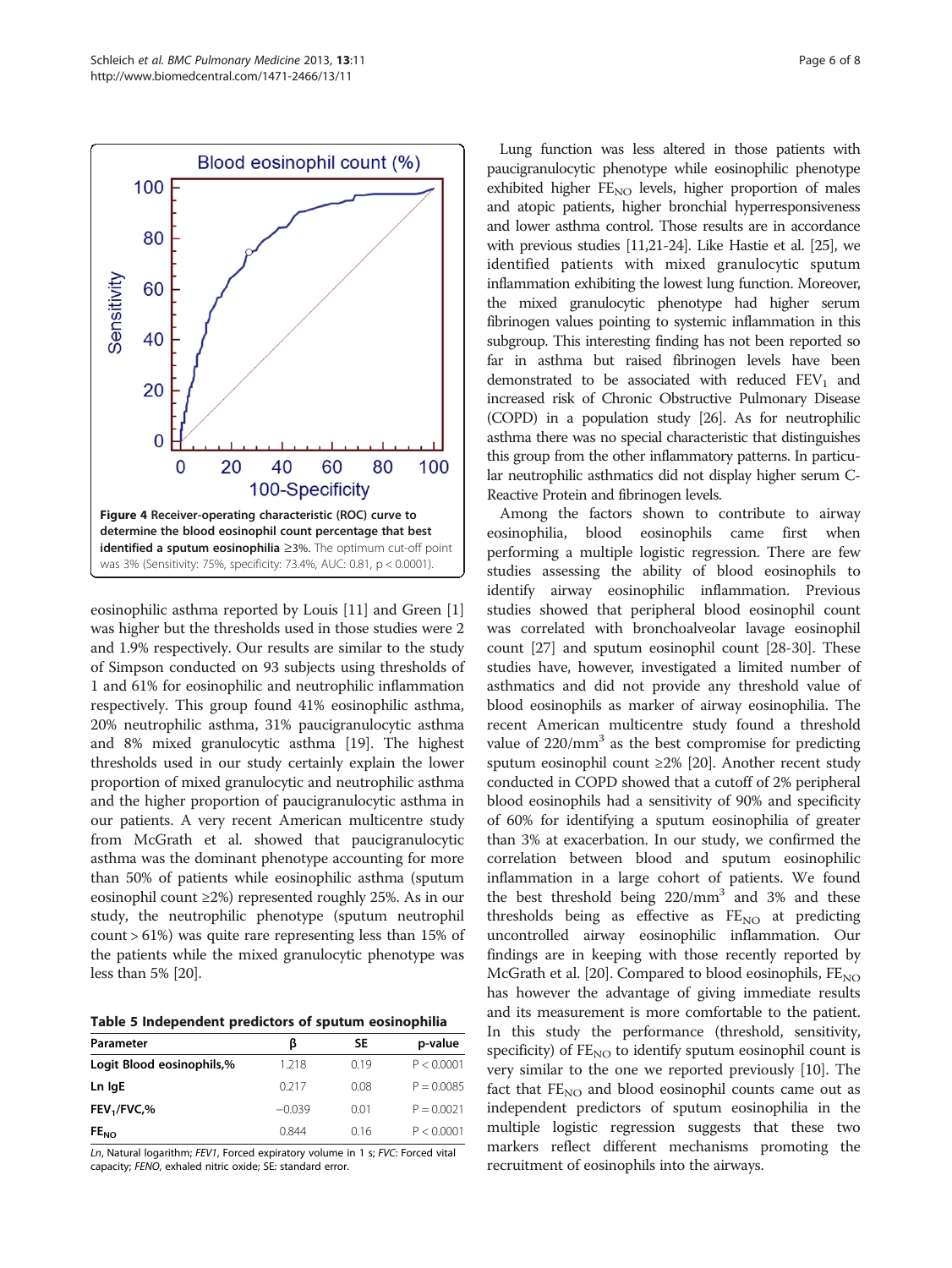Figure 4 Receiver-operating characteristic (ROC) curve to determine the blood eosinophil count percentage that best identified a sputum eosinophilia ≥3%. The optimum cut-off point was 3% (Sensitivity: 75%, specificity: 73.4%, AUC: 0.81, p < 0.0001).

eosinophilic asthma reported by Louis [11] and Green [1] was higher but the thresholds used in those studies were 2 and 1.9% respectively. Our results are similar to the study of Simpson conducted on 93 subjects using thresholds of 1 and 61% for eosinophilic and neutrophilic inflammation respectively. This group found 41% eosinophilic asthma, 20% neutrophilic asthma, 31% paucigranulocytic asthma and 8% mixed granulocytic asthma [19]. The highest thresholds used in our study certainly explain the lower proportion of mixed granulocytic and neutrophilic asthma and the higher proportion of paucigranulocytic asthma in our patients. A very recent American multicentre study from McGrath et al. showed that paucigranulocytic asthma was the dominant phenotype accounting for more than 50% of patients while eosinophilic asthma (sputum eosinophil count ≥2%) represented roughly 25%. As in our study, the neutrophilic phenotype (sputum neutrophil count > 61%) was quite rare representing less than 15% of the patients while the mixed granulocytic phenotype was less than 5% [20].

**Table 5 Independent predictors of sputum eosinophilia**

| Parameter | β | SE | p-value |
|---|---|---|---|
| Logit Blood eosinophils,% | 1.218 | 0.19 | P < 0.0001 |
| Ln IgE | 0.217 | 0.08 | P = 0.0085 |
| $FEV_1$/FVC,% | −0.039 | 0.01 | P = 0.0021 |
| $FE_{NO}$ | 0.844 | 0.16 | P < 0.0001 |

*Ln*, Natural logarithm; *FEV1*, Forced expiratory volume in 1 s; *FVC*: Forced vital capacity; *FENO*, exhaled nitric oxide; SE: standard error.

Lung function was less altered in those patients with paucigranulocytic phenotype while eosinophilic phenotype exhibited higher $FE_{NO}$ levels, higher proportion of males and atopic patients, higher bronchial hyperresponsiveness and lower asthma control. Those results are in accordance with previous studies [11,21-24]. Like Hastie et al. [25], we identified patients with mixed granulocytic sputum inflammation exhibiting the lowest lung function. Moreover, the mixed granulocytic phenotype had higher serum fibrinogen values pointing to systemic inflammation in this subgroup. This interesting finding has not been reported so far in asthma but raised fibrinogen levels have been demonstrated to be associated with reduced $FEV_1$ and increased risk of Chronic Obstructive Pulmonary Disease (COPD) in a population study [26]. As for neutrophilic asthma there was no special characteristic that distinguishes this group from the other inflammatory patterns. In particular neutrophilic asthmatics did not display higher serum C-Reactive Protein and fibrinogen levels.

Among the factors shown to contribute to airway eosinophilia, blood eosinophils came first when performing a multiple logistic regression. There are few studies assessing the ability of blood eosinophils to identify airway eosinophilic inflammation. Previous studies showed that peripheral blood eosinophil count was correlated with bronchoalveolar lavage eosinophil count [27] and sputum eosinophil count [28-30]. These studies have, however, investigated a limited number of asthmatics and did not provide any threshold value of blood eosinophils as marker of airway eosinophilia. The recent American multicentre study found a threshold value of 220/mm$^3$ as the best compromise for predicting sputum eosinophil count ≥2% [20]. Another recent study conducted in COPD showed that a cutoff of 2% peripheral blood eosinophils had a sensitivity of 90% and specificity of 60% for identifying a sputum eosinophilia of greater than 3% at exacerbation. In our study, we confirmed the correlation between blood and sputum eosinophilic inflammation in a large cohort of patients. We found the best threshold being 220/mm$^3$ and 3% and these thresholds being as effective as $FE_{NO}$ at predicting uncontrolled airway eosinophilic inflammation. Our findings are in keeping with those recently reported by McGrath et al. [20]. Compared to blood eosinophils, $FE_{NO}$ has however the advantage of giving immediate results and its measurement is more comfortable to the patient. In this study the performance (threshold, sensitivity, specificity) of $FE_{NO}$ to identify sputum eosinophil count is very similar to the one we reported previously [10]. The fact that $FE_{NO}$ and blood eosinophil counts came out as independent predictors of sputum eosinophilia in the multiple logistic regression suggests that these two markers reflect different mechanisms promoting the recruitment of eosinophils into the airways.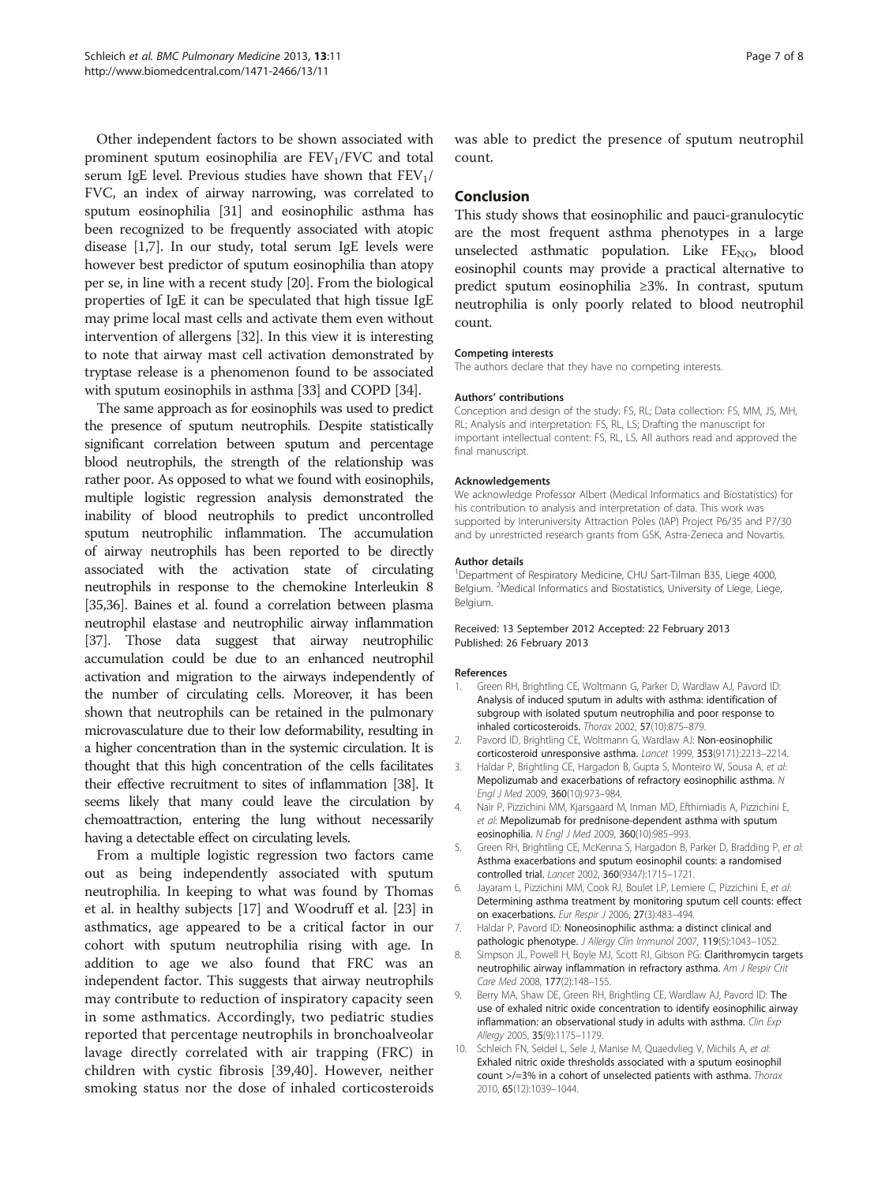Other independent factors to be shown associated with prominent sputum eosinophilia are $FEV_1$/FVC and total serum IgE level. Previous studies have shown that $FEV_1$/FVC, an index of airway narrowing, was correlated to sputum eosinophilia [31] and eosinophilic asthma has been recognized to be frequently associated with atopic disease [1,7]. In our study, total serum IgE levels were however best predictor of sputum eosinophilia than atopy per se, in line with a recent study [20]. From the biological properties of IgE it can be speculated that high tissue IgE may prime local mast cells and activate them even without intervention of allergens [32]. In this view it is interesting to note that airway mast cell activation demonstrated by tryptase release is a phenomenon found to be associated with sputum eosinophils in asthma [33] and COPD [34].

The same approach as for eosinophils was used to predict the presence of sputum neutrophils. Despite statistically significant correlation between sputum and percentage blood neutrophils, the strength of the relationship was rather poor. As opposed to what we found with eosinophils, multiple logistic regression analysis demonstrated the inability of blood neutrophils to predict uncontrolled sputum neutrophilic inflammation. The accumulation of airway neutrophils has been reported to be directly associated with the activation state of circulating neutrophils in response to the chemokine Interleukin 8 [35,36]. Baines et al. found a correlation between plasma neutrophil elastase and neutrophilic airway inflammation [37]. Those data suggest that airway neutrophilic accumulation could be due to an enhanced neutrophil activation and migration to the airways independently of the number of circulating cells. Moreover, it has been shown that neutrophils can be retained in the pulmonary microvasculature due to their low deformability, resulting in a higher concentration than in the systemic circulation. It is thought that this high concentration of the cells facilitates their effective recruitment to sites of inflammation [38]. It seems likely that many could leave the circulation by chemoattraction, entering the lung without necessarily having a detectable effect on circulating levels.

From a multiple logistic regression two factors came out as being independently associated with sputum neutrophilia. In keeping to what was found by Thomas et al. in healthy subjects [17] and Woodruff et al. [23] in asthmatics, age appeared to be a critical factor in our cohort with sputum neutrophilia rising with age. In addition to age we also found that FRC was an independent factor. This suggests that airway neutrophils may contribute to reduction of inspiratory capacity seen in some asthmatics. Accordingly, two pediatric studies reported that percentage neutrophils in bronchoalveolar lavage directly correlated with air trapping (FRC) in children with cystic fibrosis [39,40]. However, neither smoking status nor the dose of inhaled corticosteroids was able to predict the presence of sputum neutrophil count.

## Conclusion

This study shows that eosinophilic and pauci-granulocytic are the most frequent asthma phenotypes in a large unselected asthmatic population. Like $FE_{NO}$, blood eosinophil counts may provide a practical alternative to predict sputum eosinophilia ≥3%. In contrast, sputum neutrophilia is only poorly related to blood neutrophil count.

#### Competing interests

The authors declare that they have no competing interests.

#### Authors' contributions

Conception and design of the study: FS, RL; Data collection: FS, MM, JS, MH, RL; Analysis and interpretation: FS, RL, LS; Drafting the manuscript for important intellectual content: FS, RL, LS. All authors read and approved the final manuscript.

#### Acknowledgements

We acknowledge Professor Albert (Medical Informatics and Biostatistics) for his contribution to analysis and interpretation of data. This work was supported by Interuniversity Attraction Poles (IAP) Project P6/35 and P7/30 and by unrestricted research grants from GSK, Astra-Zeneca and Novartis.

#### Author details

[1]Department of Respiratory Medicine, CHU Sart-Tilman B35, Liege 4000, Belgium. [2]Medical Informatics and Biostatistics, University of Liege, Liege, Belgium.

Received: 13 September 2012 Accepted: 22 February 2013
Published: 26 February 2013

#### References

1. Green RH, Brightling CE, Woltmann G, Parker D, Wardlaw AJ, Pavord ID: **Analysis of induced sputum in adults with asthma: identification of subgroup with isolated sputum neutrophilia and poor response to inhaled corticosteroids.** *Thorax* 2002, **57**(10):875–879.
2. Pavord ID, Brightling CE, Woltmann G, Wardlaw AJ: **Non-eosinophilic corticosteroid unresponsive asthma.** *Lancet* 1999, **353**(9171):2213–2214.
3. Haldar P, Brightling CE, Hargadon B, Gupta S, Monteiro W, Sousa A, *et al*: **Mepolizumab and exacerbations of refractory eosinophilic asthma.** *N Engl J Med* 2009, **360**(10):973–984.
4. Nair P, Pizzichini MM, Kjarsgaard M, Inman MD, Efthimiadis A, Pizzichini E, *et al*: **Mepolizumab for prednisone-dependent asthma with sputum eosinophilia.** *N Engl J Med* 2009, **360**(10):985–993.
5. Green RH, Brightling CE, McKenna S, Hargadon B, Parker D, Bradding P, *et al*: **Asthma exacerbations and sputum eosinophil counts: a randomised controlled trial.** *Lancet* 2002, **360**(9347):1715–1721.
6. Jayaram L, Pizzichini MM, Cook RJ, Boulet LP, Lemiere C, Pizzichini E, *et al*: **Determining asthma treatment by monitoring sputum cell counts: effect on exacerbations.** *Eur Respir J* 2006, **27**(3):483–494.
7. Haldar P, Pavord ID: **Noneosinophilic asthma: a distinct clinical and pathologic phenotype.** *J Allergy Clin Immunol* 2007, **119**(5):1043–1052.
8. Simpson JL, Powell H, Boyle MJ, Scott RJ, Gibson PG: **Clarithromycin targets neutrophilic airway inflammation in refractory asthma.** *Am J Respir Crit Care Med* 2008, **177**(2):148–155.
9. Berry MA, Shaw DE, Green RH, Brightling CE, Wardlaw AJ, Pavord ID: **The use of exhaled nitric oxide concentration to identify eosinophilic airway inflammation: an observational study in adults with asthma.** *Clin Exp Allergy* 2005, **35**(9):1175–1179.
10. Schleich FN, Seidel L, Sele J, Manise M, Quaedvlieg V, Michils A, *et al*: **Exhaled nitric oxide thresholds associated with a sputum eosinophil count >/=3% in a cohort of unselected patients with asthma.** *Thorax* 2010, **65**(12):1039–1044.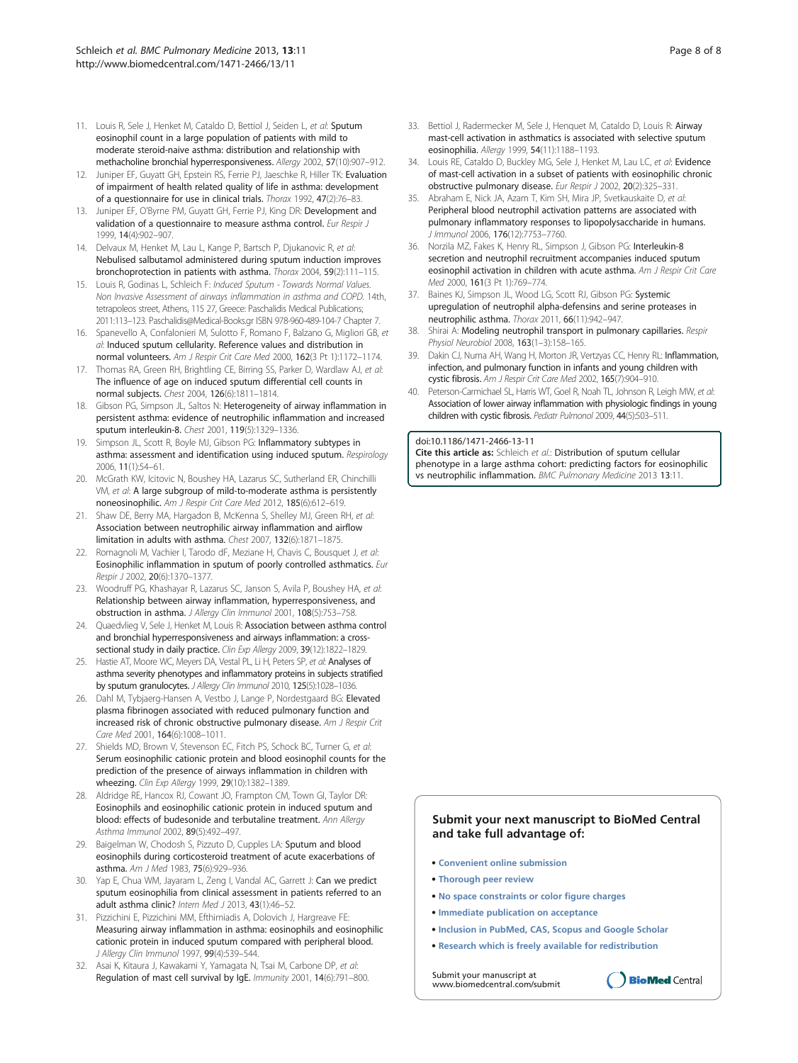11. Louis R, Sele J, Henket M, Cataldo D, Bettiol J, Seiden L, *et al*: **Sputum eosinophil count in a large population of patients with mild to moderate steroid-naive asthma: distribution and relationship with methacholine bronchial hyperresponsiveness.** *Allergy* 2002, **57**(10):907–912.
12. Juniper EF, Guyatt GH, Epstein RS, Ferrie PJ, Jaeschke R, Hiller TK: **Evaluation of impairment of health related quality of life in asthma: development of a questionnaire for use in clinical trials.** *Thorax* 1992, **47**(2):76–83.
13. Juniper EF, O'Byrne PM, Guyatt GH, Ferrie PJ, King DR: **Development and validation of a questionnaire to measure asthma control.** *Eur Respir J* 1999, **14**(4):902–907.
14. Delvaux M, Henket M, Lau L, Kange P, Bartsch P, Djukanovic R, *et al*: **Nebulised salbutamol administered during sputum induction improves bronchoprotection in patients with asthma.** *Thorax* 2004, **59**(2):111–115.
15. Louis R, Godinas L, Schleich F: *Induced Sputum - Towards Normal Values. Non Invasive Assessment of airways inflammation in asthma and COPD.* 14th, tetrapoleos street, Athens, 115 27, Greece: Paschalidis Medical Publications; 2011:113–123. Paschalidis@Medical-Books.gr ISBN 978-960-489-104-7 Chapter 7.
16. Spanevello A, Confalonieri M, Sulotto F, Romano F, Balzano G, Migliori GB, *et al*: **Induced sputum cellularity. Reference values and distribution in normal volunteers.** *Am J Respir Crit Care Med* 2000, **162**(3 Pt 1):1172–1174.
17. Thomas RA, Green RH, Brightling CE, Birring SS, Parker D, Wardlaw AJ, *et al*: **The influence of age on induced sputum differential cell counts in normal subjects.** *Chest* 2004, **126**(6):1811–1814.
18. Gibson PG, Simpson JL, Saltos N: **Heterogeneity of airway inflammation in persistent asthma: evidence of neutrophilic inflammation and increased sputum interleukin-8.** *Chest* 2001, **119**(5):1329–1336.
19. Simpson JL, Scott R, Boyle MJ, Gibson PG: **Inflammatory subtypes in asthma: assessment and identification using induced sputum.** *Respirology* 2006, **11**(1):54–61.
20. McGrath KW, Icitovic N, Boushey HA, Lazarus SC, Sutherland ER, Chinchilli VM, *et al*: **A large subgroup of mild-to-moderate asthma is persistently noneosinophilic.** *Am J Respir Crit Care Med* 2012, **185**(6):612–619.
21. Shaw DE, Berry MA, Hargadon B, McKenna S, Shelley MJ, Green RH, *et al*: **Association between neutrophilic airway inflammation and airflow limitation in adults with asthma.** *Chest* 2007, **132**(6):1871–1875.
22. Romagnoli M, Vachier I, Tarodo dF, Meziane H, Chavis C, Bousquet J, *et al*: **Eosinophilic inflammation in sputum of poorly controlled asthmatics.** *Eur Respir J* 2002, **20**(6):1370–1377.
23. Woodruff PG, Khashayar R, Lazarus SC, Janson S, Avila P, Boushey HA, *et al*: **Relationship between airway inflammation, hyperresponsiveness, and obstruction in asthma.** *J Allergy Clin Immunol* 2001, **108**(5):753–758.
24. Quaedvlieg V, Sele J, Henket M, Louis R: **Association between asthma control and bronchial hyperresponsiveness and airways inflammation: a cross-sectional study in daily practice.** *Clin Exp Allergy* 2009, **39**(12):1822–1829.
25. Hastie AT, Moore WC, Meyers DA, Vestal PL, Li H, Peters SP, *et al*: **Analyses of asthma severity phenotypes and inflammatory proteins in subjects stratified by sputum granulocytes.** *J Allergy Clin Immunol* 2010, **125**(5):1028–1036.
26. Dahl M, Tybjaerg-Hansen A, Vestbo J, Lange P, Nordestgaard BG: **Elevated plasma fibrinogen associated with reduced pulmonary function and increased risk of chronic obstructive pulmonary disease.** *Am J Respir Crit Care Med* 2001, **164**(6):1008–1011.
27. Shields MD, Brown V, Stevenson EC, Fitch PS, Schock BC, Turner G, *et al*: **Serum eosinophilic cationic protein and blood eosinophil counts for the prediction of the presence of airways inflammation in children with wheezing.** *Clin Exp Allergy* 1999, **29**(10):1382–1389.
28. Aldridge RE, Hancox RJ, Cowant JO, Frampton CM, Town GI, Taylor DR: **Eosinophils and eosinophilic cationic protein in induced sputum and blood: effects of budesonide and terbutaline treatment.** *Ann Allergy Asthma Immunol* 2002, **89**(5):492–497.
29. Baigelman W, Chodosh S, Pizzuto D, Cupples LA: **Sputum and blood eosinophils during corticosteroid treatment of acute exacerbations of asthma.** *Am J Med* 1983, **75**(6):929–936.
30. Yap E, Chua WM, Jayaram L, Zeng I, Vandal AC, Garrett J: **Can we predict sputum eosinophilia from clinical assessment in patients referred to an adult asthma clinic?** *Intern Med J* 2013, **43**(1):46–52.
31. Pizzichini E, Pizzichini MM, Efthimiadis A, Dolovich J, Hargreave FE: **Measuring airway inflammation in asthma: eosinophils and eosinophilic cationic protein in induced sputum compared with peripheral blood.** *J Allergy Clin Immunol* 1997, **99**(4):539–544.
32. Asai K, Kitaura J, Kawakami Y, Yamagata N, Tsai M, Carbone DP, *et al*: **Regulation of mast cell survival by IgE.** *Immunity* 2001, **14**(6):791–800.
33. Bettiol J, Radermecker M, Sele J, Henquet M, Cataldo D, Louis R: **Airway mast-cell activation in asthmatics is associated with selective sputum eosinophilia.** *Allergy* 1999, **54**(11):1188–1193.
34. Louis RE, Cataldo D, Buckley MG, Sele J, Henket M, Lau LC, *et al*: **Evidence of mast-cell activation in a subset of patients with eosinophilic chronic obstructive pulmonary disease.** *Eur Respir J* 2002, **20**(2):325–331.
35. Abraham E, Nick JA, Azam T, Kim SH, Mira JP, Svetkauskaite D, *et al*: **Peripheral blood neutrophil activation patterns are associated with pulmonary inflammatory responses to lipopolysaccharide in humans.** *J Immunol* 2006, **176**(12):7753–7760.
36. Norzila MZ, Fakes K, Henry RL, Simpson J, Gibson PG: **Interleukin-8 secretion and neutrophil recruitment accompanies induced sputum eosinophil activation in children with acute asthma.** *Am J Respir Crit Care Med* 2000, **161**(3 Pt 1):769–774.
37. Baines KJ, Simpson JL, Wood LG, Scott RJ, Gibson PG: **Systemic upregulation of neutrophil alpha-defensins and serine proteases in neutrophilic asthma.** *Thorax* 2011, **66**(11):942–947.
38. Shirai A: **Modeling neutrophil transport in pulmonary capillaries.** *Respir Physiol Neurobiol* 2008, **163**(1–3):158–165.
39. Dakin CJ, Numa AH, Wang H, Morton JR, Vertzyas CC, Henry RL: **Inflammation, infection, and pulmonary function in infants and young children with cystic fibrosis.** *Am J Respir Crit Care Med* 2002, **165**(7):904–910.
40. Peterson-Carmichael SL, Harris WT, Goel R, Noah TL, Johnson R, Leigh MW, *et al*: **Association of lower airway inflammation with physiologic findings in young children with cystic fibrosis.** *Pediatr Pulmonol* 2009, **44**(5):503–511.

doi:10.1186/1471-2466-13-11

**Cite this article as:** Schleich *et al.*: Distribution of sputum cellular phenotype in a large asthma cohort: predicting factors for eosinophilic vs neutrophilic inflammation. *BMC Pulmonary Medicine* 2013 **13**:11.

**Submit your next manuscript to BioMed Central and take full advantage of:**

- Convenient online submission
- Thorough peer review
- No space constraints or color figure charges
- Immediate publication on acceptance
- Inclusion in PubMed, CAS, Scopus and Google Scholar
- Research which is freely available for redistribution

Submit your manuscript at www.biomedcentral.com/submit

BioMed Central